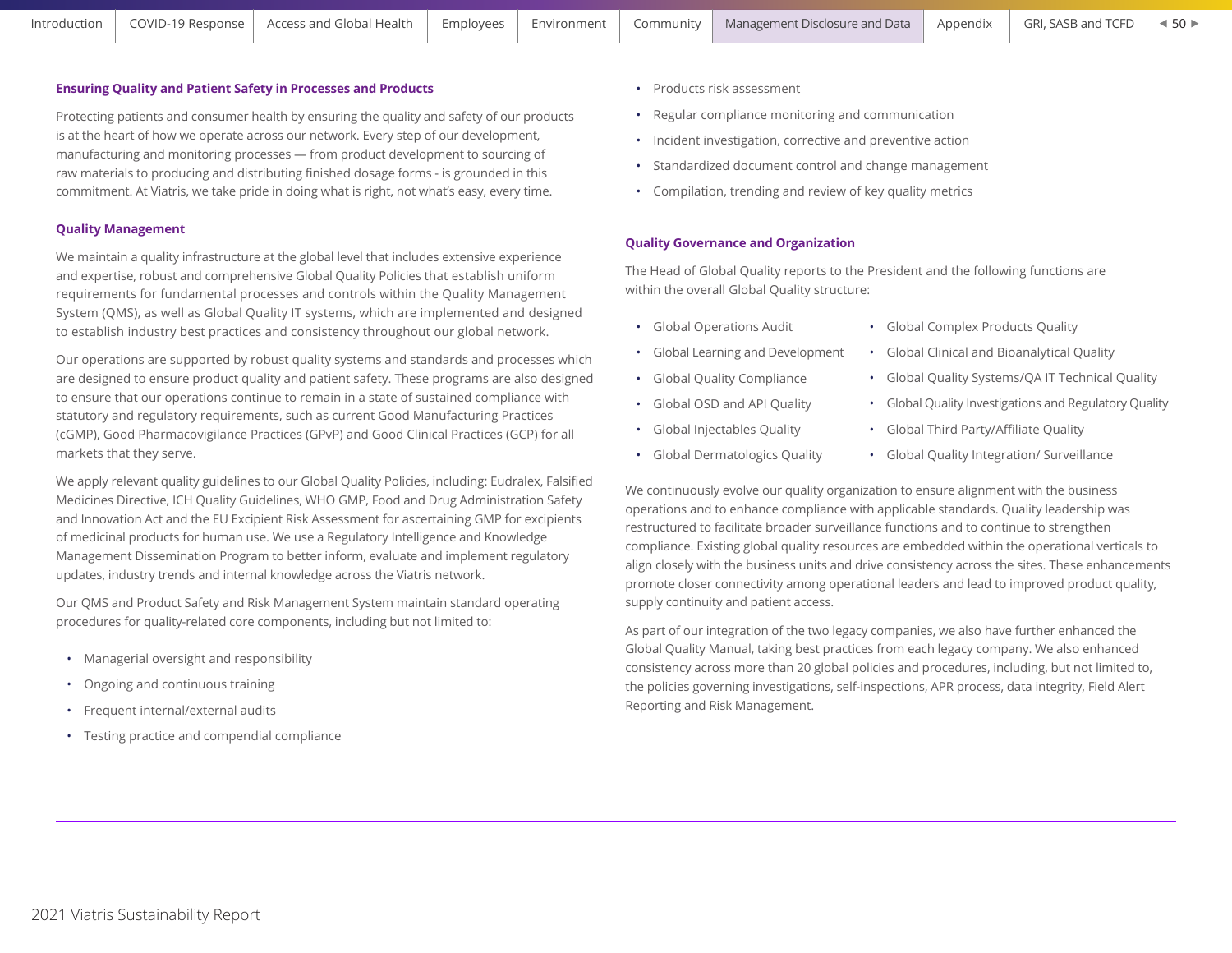### Ensuring Quality and Patient Safety in Processes and Products

Protecting patients and consumer health by ensuring the quality and safety of our products is at the heart of how we operate across our network. Every step of our development, manufacturing and monitoring processes — from product development to sourcing of raw materials to producing and distributing finished dosage forms - is grounded in this commitment. At Viatris, we take pride in doing what is right, not what's easy, every time.

### Quality Management

We maintain a quality infrastructure at the global level that includes extensive experience and expertise, robust and comprehensive Global Quality Policies that establish uniform requirements for fundamental processes and controls within the Quality Management System (QMS), as well as Global Quality IT systems, which are implemented and designed to establish industry best practices and consistency throughout our global network.

Our operations are supported by robust quality systems and standards and processes which are designed to ensure product quality and patient safety. These programs are also designed to ensure that our operations continue to remain in a state of sustained compliance with statutory and regulatory requirements, such as current Good Manufacturing Practices (cGMP), Good Pharmacovigilance Practices (GPvP) and Good Clinical Practices (GCP) for all markets that they serve.

We apply relevant quality guidelines to our Global Quality Policies, including: Eudralex, Falsified Medicines Directive, ICH Quality Guidelines, WHO GMP, Food and Drug Administration Safety and Innovation Act and the EU Excipient Risk Assessment for ascertaining GMP for excipients of medicinal products for human use. We use a Regulatory Intelligence and Knowledge Management Dissemination Program to better inform, evaluate and implement regulatory updates, industry trends and internal knowledge across the Viatris network.

Our QMS and Product Safety and Risk Management System maintain standard operating procedures for quality-related core components, including but not limited to:

- Managerial oversight and responsibility
- Ongoing and continuous training
- Frequent internal/external audits
- Testing practice and compendial compliance
- Products risk assessment
- Regular compliance monitoring and communication
- Incident investigation, corrective and preventive action
- Standardized document control and change management
- Compilation, trending and review of key quality metrics

### Quality Governance and Organization

The Head of Global Quality reports to the President and the following functions are within the overall Global Quality structure:

- Global Operations Audit
- Global Learning and Development
- Global Quality Compliance
- Global OSD and API Quality
- Global Injectables Quality
- Global Dermatologics Quality
- Global Complex Products Quality
- Global Clinical and Bioanalytical Quality
- Global Quality Systems/QA IT Technical Quality
- Global Quality Investigations and Regulatory Quality
- Global Third Party/Affiliate Quality
- Global Quality Integration/ Surveillance

We continuously evolve our quality organization to ensure alignment with the business operations and to enhance compliance with applicable standards. Quality leadership was restructured to facilitate broader surveillance functions and to continue to strengthen compliance. Existing global quality resources are embedded within the operational verticals to align closely with the business units and drive consistency across the sites. These enhancements promote closer connectivity among operational leaders and lead to improved product quality, supply continuity and patient access.

As part of our integration of the two legacy companies, we also have further enhanced the Global Quality Manual, taking best practices from each legacy company. We also enhanced consistency across more than 20 global policies and procedures, including, but not limited to, the policies governing investigations, self-inspections, APR process, data integrity, Field Alert Reporting and Risk Management.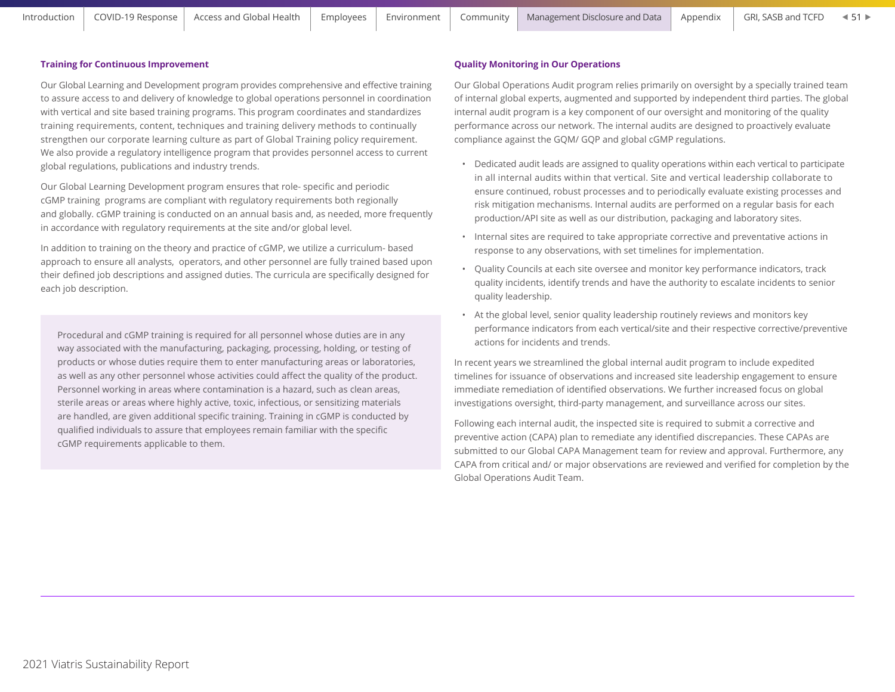## Training for Continuous Improvement

Our Global Learning and Development program provides comprehensive and effective training to assure access to and delivery of knowledge to global operations personnel in coordination with vertical and site based training programs. This program coordinates and standardizes training requirements, content, techniques and training delivery methods to continually strengthen our corporate learning culture as part of Global Training policy requirement. We also provide a regulatory intelligence program that provides personnel access to current global regulations, publications and industry trends.

Our Global Learning Development program ensures that role- specific and periodic cGMP training programs are compliant with regulatory requirements both regionally and globally. cGMP training is conducted on an annual basis and, as needed, more frequently in accordance with regulatory requirements at the site and/or global level.

In addition to training on the theory and practice of cGMP, we utilize a curriculum- based approach to ensure all analysts, operators, and other personnel are fully trained based upon their defined job descriptions and assigned duties. The curricula are specifically designed for each job description.

> Procedural and cGMP training is required for all personnel whose duties are in any way associated with the manufacturing, packaging, processing, holding, or testing of products or whose duties require them to enter manufacturing areas or laboratories, as well as any other personnel whose activities could affect the quality of the product. Personnel working in areas where contamination is a hazard, such as clean areas, sterile areas or areas where highly active, toxic, infectious, or sensitizing materials are handled, are given additional specific training. Training in cGMP is conducted by qualified individuals to assure that employees remain familiar with the specific cGMP requirements applicable to them.

## Quality Monitoring in Our Operations

Our Global Operations Audit program relies primarily on oversight by a specially trained team of internal global experts, augmented and supported by independent third parties. The global internal audit program is a key component of our oversight and monitoring of the quality performance across our network. The internal audits are designed to proactively evaluate compliance against the GQM/ GQP and global cGMP regulations.

- Dedicated audit leads are assigned to quality operations within each vertical to participate in all internal audits within that vertical. Site and vertical leadership collaborate to ensure continued, robust processes and to periodically evaluate existing processes and risk mitigation mechanisms. Internal audits are performed on a regular basis for each production/API site as well as our distribution, packaging and laboratory sites.
- Internal sites are required to take appropriate corrective and preventative actions in response to any observations, with set timelines for implementation.
- Quality Councils at each site oversee and monitor key performance indicators, track quality incidents, identify trends and have the authority to escalate incidents to senior quality leadership.
- At the global level, senior quality leadership routinely reviews and monitors key performance indicators from each vertical/site and their respective corrective/preventive actions for incidents and trends.

In recent years we streamlined the global internal audit program to include expedited timelines for issuance of observations and increased site leadership engagement to ensure immediate remediation of identified observations. We further increased focus on global investigations oversight, third-party management, and surveillance across our sites.

Following each internal audit, the inspected site is required to submit a corrective and preventive action (CAPA) plan to remediate any identified discrepancies. These CAPAs are submitted to our Global CAPA Management team for review and approval. Furthermore, any CAPA from critical and/ or major observations are reviewed and verified for completion by the Global Operations Audit Team.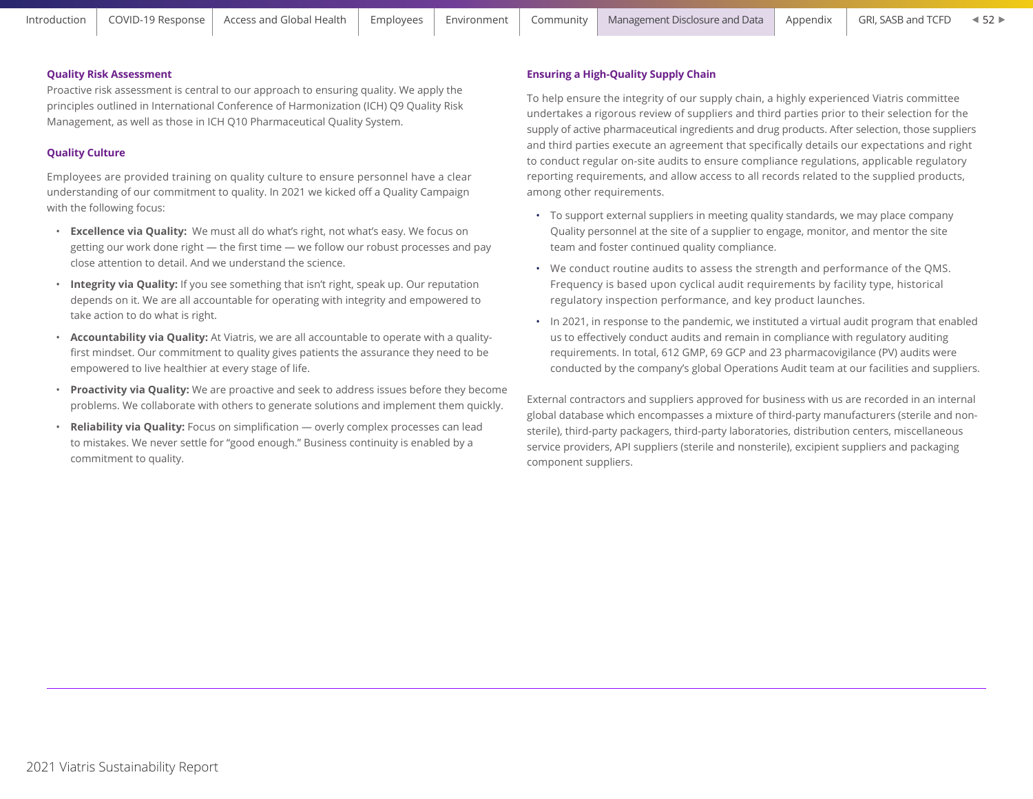### Quality Risk Assessment

Proactive risk assessment is central to our approach to ensuring quality. We apply the principles outlined in International Conference of Harmonization (ICH) Q9 Quality Risk Management, as well as those in ICH Q10 Pharmaceutical Quality System.

### Quality Culture

Employees are provided training on quality culture to ensure personnel have a clear understanding of our commitment to quality. In 2021 we kicked off a Quality Campaign with the following focus:

- **Excellence via Quality:** We must all do what's right, not what's easy. We focus on getting our work done right — the first time — we follow our robust processes and pay close attention to detail. And we understand the science.
- **Integrity via Quality:** If you see something that isn't right, speak up. Our reputation depends on it. We are all accountable for operating with integrity and empowered to take action to do what is right.
- **Accountability via Quality:** At Viatris, we are all accountable to operate with a quality-first mindset. Our commitment to quality gives patients the assurance they need to be empowered to live healthier at every stage of life.
- **Proactivity via Quality:** We are proactive and seek to address issues before they become problems. We collaborate with others to generate solutions and implement them quickly.
- **Reliability via Quality:** Focus on simplification — overly complex processes can lead to mistakes. We never settle for "good enough." Business continuity is enabled by a commitment to quality.

### Ensuring a High-Quality Supply Chain

To help ensure the integrity of our supply chain, a highly experienced Viatris committee undertakes a rigorous review of suppliers and third parties prior to their selection for the supply of active pharmaceutical ingredients and drug products. After selection, those suppliers and third parties execute an agreement that specifically details our expectations and right to conduct regular on-site audits to ensure compliance regulations, applicable regulatory reporting requirements, and allow access to all records related to the supplied products, among other requirements.

- To support external suppliers in meeting quality standards, we may place company Quality personnel at the site of a supplier to engage, monitor, and mentor the site team and foster continued quality compliance.
- We conduct routine audits to assess the strength and performance of the QMS. Frequency is based upon cyclical audit requirements by facility type, historical regulatory inspection performance, and key product launches.
- In 2021, in response to the pandemic, we instituted a virtual audit program that enabled us to effectively conduct audits and remain in compliance with regulatory auditing requirements. In total, 612 GMP, 69 GCP and 23 pharmacovigilance (PV) audits were conducted by the company's global Operations Audit team at our facilities and suppliers.

External contractors and suppliers approved for business with us are recorded in an internal global database which encompasses a mixture of third-party manufacturers (sterile and non-sterile), third-party packagers, third-party laboratories, distribution centers, miscellaneous service providers, API suppliers (sterile and nonsterile), excipient suppliers and packaging component suppliers.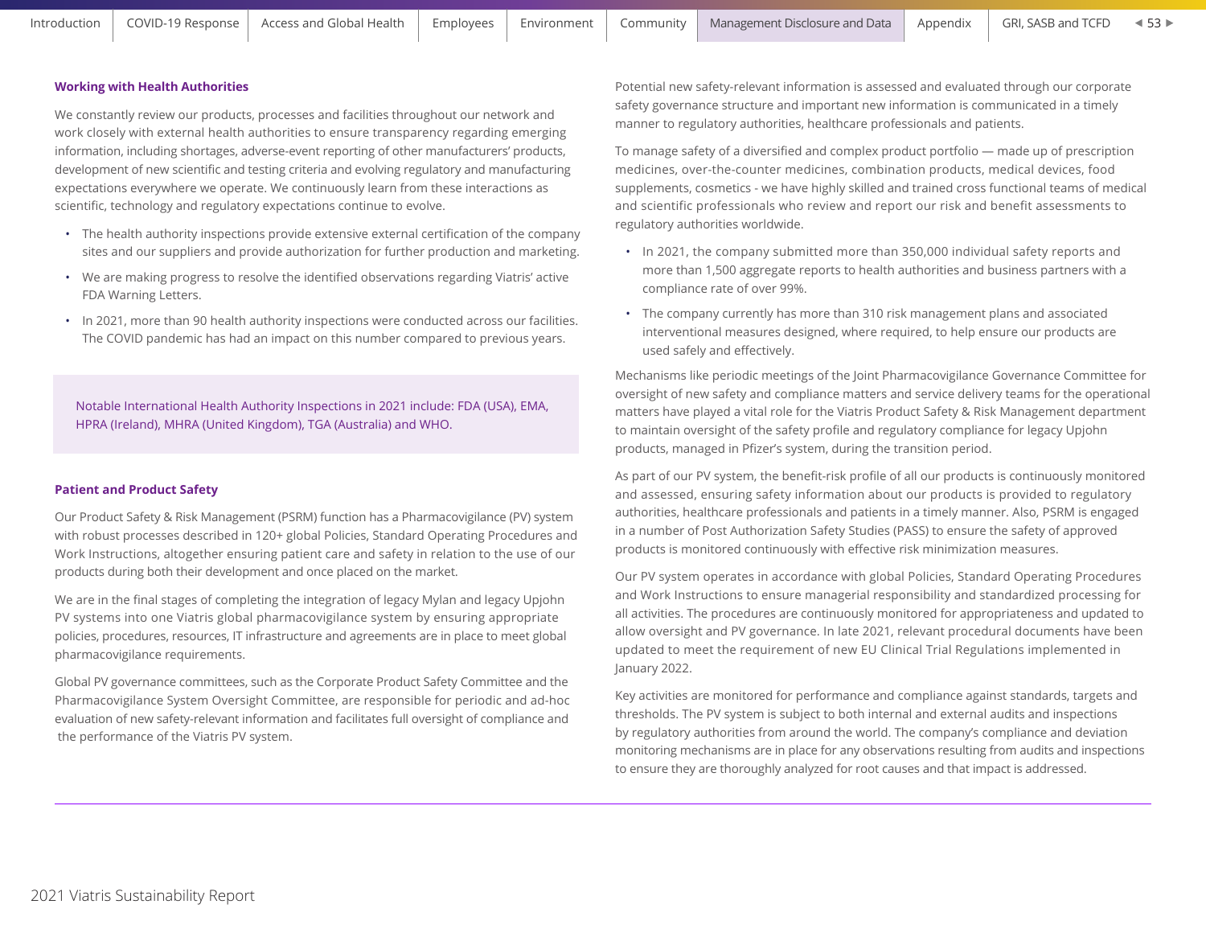### Working with Health Authorities

We constantly review our products, processes and facilities throughout our network and work closely with external health authorities to ensure transparency regarding emerging information, including shortages, adverse-event reporting of other manufacturers' products, development of new scientific and testing criteria and evolving regulatory and manufacturing expectations everywhere we operate. We continuously learn from these interactions as scientific, technology and regulatory expectations continue to evolve.

- The health authority inspections provide extensive external certification of the company sites and our suppliers and provide authorization for further production and marketing.
- We are making progress to resolve the identified observations regarding Viatris' active FDA Warning Letters.
- In 2021, more than 90 health authority inspections were conducted across our facilities. The COVID pandemic has had an impact on this number compared to previous years.

> Notable International Health Authority Inspections in 2021 include: FDA (USA), EMA, HPRA (Ireland), MHRA (United Kingdom), TGA (Australia) and WHO.

### Patient and Product Safety

Our Product Safety & Risk Management (PSRM) function has a Pharmacovigilance (PV) system with robust processes described in 120+ global Policies, Standard Operating Procedures and Work Instructions, altogether ensuring patient care and safety in relation to the use of our products during both their development and once placed on the market.

We are in the final stages of completing the integration of legacy Mylan and legacy Upjohn PV systems into one Viatris global pharmacovigilance system by ensuring appropriate policies, procedures, resources, IT infrastructure and agreements are in place to meet global pharmacovigilance requirements.

Global PV governance committees, such as the Corporate Product Safety Committee and the Pharmacovigilance System Oversight Committee, are responsible for periodic and ad-hoc evaluation of new safety-relevant information and facilitates full oversight of compliance and the performance of the Viatris PV system.

Potential new safety-relevant information is assessed and evaluated through our corporate safety governance structure and important new information is communicated in a timely manner to regulatory authorities, healthcare professionals and patients.

To manage safety of a diversified and complex product portfolio — made up of prescription medicines, over-the-counter medicines, combination products, medical devices, food supplements, cosmetics - we have highly skilled and trained cross functional teams of medical and scientific professionals who review and report our risk and benefit assessments to regulatory authorities worldwide.

- In 2021, the company submitted more than 350,000 individual safety reports and more than 1,500 aggregate reports to health authorities and business partners with a compliance rate of over 99%.
- The company currently has more than 310 risk management plans and associated interventional measures designed, where required, to help ensure our products are used safely and effectively.

Mechanisms like periodic meetings of the Joint Pharmacovigilance Governance Committee for oversight of new safety and compliance matters and service delivery teams for the operational matters have played a vital role for the Viatris Product Safety & Risk Management department to maintain oversight of the safety profile and regulatory compliance for legacy Upjohn products, managed in Pfizer's system, during the transition period.

As part of our PV system, the benefit-risk profile of all our products is continuously monitored and assessed, ensuring safety information about our products is provided to regulatory authorities, healthcare professionals and patients in a timely manner. Also, PSRM is engaged in a number of Post Authorization Safety Studies (PASS) to ensure the safety of approved products is monitored continuously with effective risk minimization measures.

Our PV system operates in accordance with global Policies, Standard Operating Procedures and Work Instructions to ensure managerial responsibility and standardized processing for all activities. The procedures are continuously monitored for appropriateness and updated to allow oversight and PV governance. In late 2021, relevant procedural documents have been updated to meet the requirement of new EU Clinical Trial Regulations implemented in January 2022.

Key activities are monitored for performance and compliance against standards, targets and thresholds. The PV system is subject to both internal and external audits and inspections by regulatory authorities from around the world. The company's compliance and deviation monitoring mechanisms are in place for any observations resulting from audits and inspections to ensure they are thoroughly analyzed for root causes and that impact is addressed.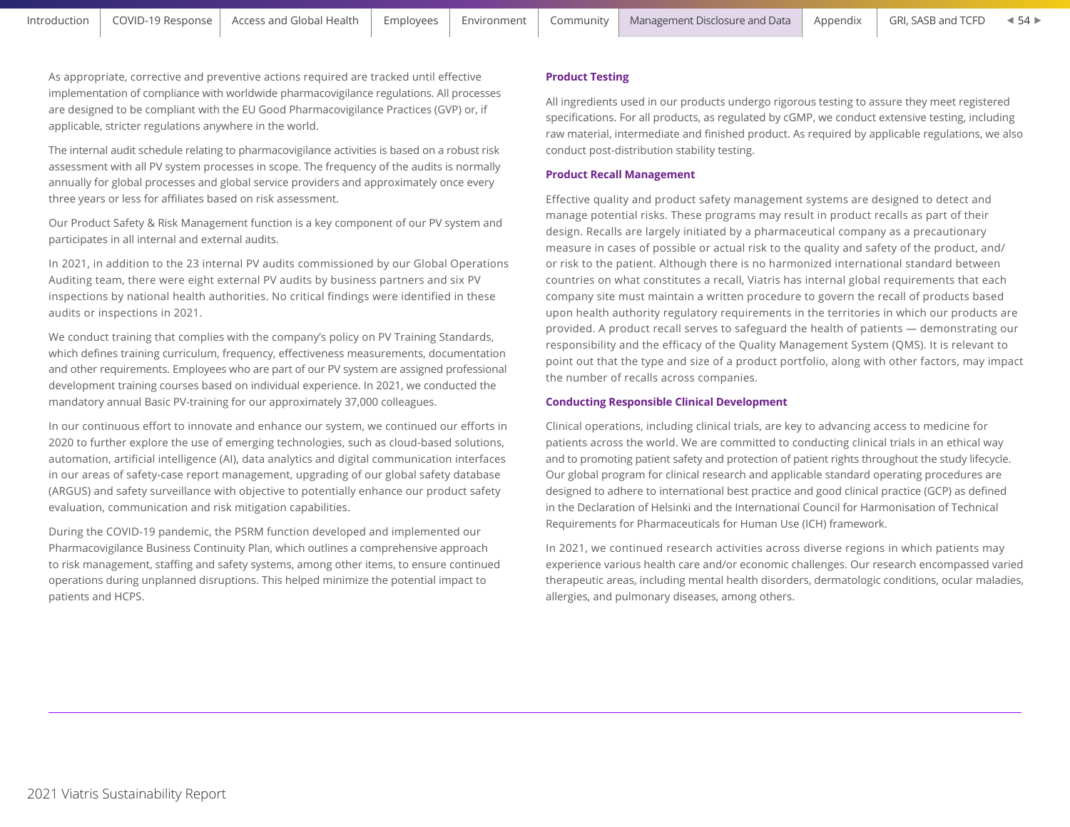As appropriate, corrective and preventive actions required are tracked until effective implementation of compliance with worldwide pharmacovigilance regulations. All processes are designed to be compliant with the EU Good Pharmacovigilance Practices (GVP) or, if applicable, stricter regulations anywhere in the world.

The internal audit schedule relating to pharmacovigilance activities is based on a robust risk assessment with all PV system processes in scope. The frequency of the audits is normally annually for global processes and global service providers and approximately once every three years or less for affiliates based on risk assessment.

Our Product Safety & Risk Management function is a key component of our PV system and participates in all internal and external audits.

In 2021, in addition to the 23 internal PV audits commissioned by our Global Operations Auditing team, there were eight external PV audits by business partners and six PV inspections by national health authorities. No critical findings were identified in these audits or inspections in 2021.

We conduct training that complies with the company's policy on PV Training Standards, which defines training curriculum, frequency, effectiveness measurements, documentation and other requirements. Employees who are part of our PV system are assigned professional development training courses based on individual experience. In 2021, we conducted the mandatory annual Basic PV-training for our approximately 37,000 colleagues.

In our continuous effort to innovate and enhance our system, we continued our efforts in 2020 to further explore the use of emerging technologies, such as cloud-based solutions, automation, artificial intelligence (AI), data analytics and digital communication interfaces in our areas of safety-case report management, upgrading of our global safety database (ARGUS) and safety surveillance with objective to potentially enhance our product safety evaluation, communication and risk mitigation capabilities.

During the COVID-19 pandemic, the PSRM function developed and implemented our Pharmacovigilance Business Continuity Plan, which outlines a comprehensive approach to risk management, staffing and safety systems, among other items, to ensure continued operations during unplanned disruptions. This helped minimize the potential impact to patients and HCPS.

### Product Testing

All ingredients used in our products undergo rigorous testing to assure they meet registered specifications. For all products, as regulated by cGMP, we conduct extensive testing, including raw material, intermediate and finished product. As required by applicable regulations, we also conduct post-distribution stability testing.

### Product Recall Management

Effective quality and product safety management systems are designed to detect and manage potential risks. These programs may result in product recalls as part of their design. Recalls are largely initiated by a pharmaceutical company as a precautionary measure in cases of possible or actual risk to the quality and safety of the product, and/or risk to the patient. Although there is no harmonized international standard between countries on what constitutes a recall, Viatris has internal global requirements that each company site must maintain a written procedure to govern the recall of products based upon health authority regulatory requirements in the territories in which our products are provided. A product recall serves to safeguard the health of patients — demonstrating our responsibility and the efficacy of the Quality Management System (QMS). It is relevant to point out that the type and size of a product portfolio, along with other factors, may impact the number of recalls across companies.

### Conducting Responsible Clinical Development

Clinical operations, including clinical trials, are key to advancing access to medicine for patients across the world. We are committed to conducting clinical trials in an ethical way and to promoting patient safety and protection of patient rights throughout the study lifecycle. Our global program for clinical research and applicable standard operating procedures are designed to adhere to international best practice and good clinical practice (GCP) as defined in the Declaration of Helsinki and the International Council for Harmonisation of Technical Requirements for Pharmaceuticals for Human Use (ICH) framework.

In 2021, we continued research activities across diverse regions in which patients may experience various health care and/or economic challenges. Our research encompassed varied therapeutic areas, including mental health disorders, dermatologic conditions, ocular maladies, allergies, and pulmonary diseases, among others.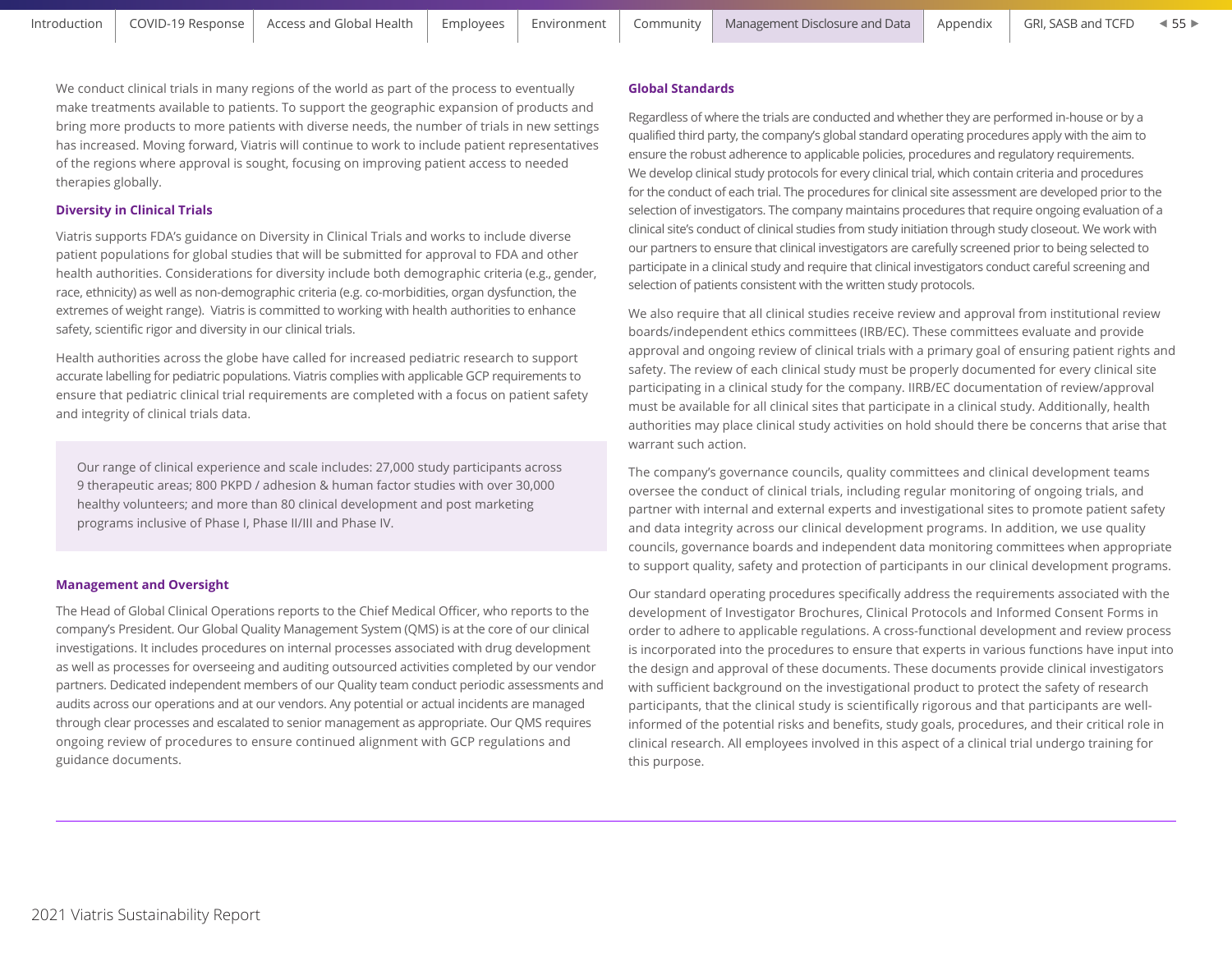We conduct clinical trials in many regions of the world as part of the process to eventually make treatments available to patients. To support the geographic expansion of products and bring more products to more patients with diverse needs, the number of trials in new settings has increased. Moving forward, Viatris will continue to work to include patient representatives of the regions where approval is sought, focusing on improving patient access to needed therapies globally.

### Diversity in Clinical Trials

Viatris supports FDA's guidance on Diversity in Clinical Trials and works to include diverse patient populations for global studies that will be submitted for approval to FDA and other health authorities. Considerations for diversity include both demographic criteria (e.g., gender, race, ethnicity) as well as non-demographic criteria (e.g. co-morbidities, organ dysfunction, the extremes of weight range). Viatris is committed to working with health authorities to enhance safety, scientific rigor and diversity in our clinical trials.

Health authorities across the globe have called for increased pediatric research to support accurate labelling for pediatric populations. Viatris complies with applicable GCP requirements to ensure that pediatric clinical trial requirements are completed with a focus on patient safety and integrity of clinical trials data.

> Our range of clinical experience and scale includes: 27,000 study participants across 9 therapeutic areas; 800 PKPD / adhesion & human factor studies with over 30,000 healthy volunteers; and more than 80 clinical development and post marketing programs inclusive of Phase I, Phase II/III and Phase IV.

### Management and Oversight

The Head of Global Clinical Operations reports to the Chief Medical Officer, who reports to the company's President. Our Global Quality Management System (QMS) is at the core of our clinical investigations. It includes procedures on internal processes associated with drug development as well as processes for overseeing and auditing outsourced activities completed by our vendor partners. Dedicated independent members of our Quality team conduct periodic assessments and audits across our operations and at our vendors. Any potential or actual incidents are managed through clear processes and escalated to senior management as appropriate. Our QMS requires ongoing review of procedures to ensure continued alignment with GCP regulations and guidance documents.

### Global Standards

Regardless of where the trials are conducted and whether they are performed in-house or by a qualified third party, the company's global standard operating procedures apply with the aim to ensure the robust adherence to applicable policies, procedures and regulatory requirements. We develop clinical study protocols for every clinical trial, which contain criteria and procedures for the conduct of each trial. The procedures for clinical site assessment are developed prior to the selection of investigators. The company maintains procedures that require ongoing evaluation of a clinical site's conduct of clinical studies from study initiation through study closeout. We work with our partners to ensure that clinical investigators are carefully screened prior to being selected to participate in a clinical study and require that clinical investigators conduct careful screening and selection of patients consistent with the written study protocols.

We also require that all clinical studies receive review and approval from institutional review boards/independent ethics committees (IRB/EC). These committees evaluate and provide approval and ongoing review of clinical trials with a primary goal of ensuring patient rights and safety. The review of each clinical study must be properly documented for every clinical site participating in a clinical study for the company. IIRB/EC documentation of review/approval must be available for all clinical sites that participate in a clinical study. Additionally, health authorities may place clinical study activities on hold should there be concerns that arise that warrant such action.

The company's governance councils, quality committees and clinical development teams oversee the conduct of clinical trials, including regular monitoring of ongoing trials, and partner with internal and external experts and investigational sites to promote patient safety and data integrity across our clinical development programs. In addition, we use quality councils, governance boards and independent data monitoring committees when appropriate to support quality, safety and protection of participants in our clinical development programs.

Our standard operating procedures specifically address the requirements associated with the development of Investigator Brochures, Clinical Protocols and Informed Consent Forms in order to adhere to applicable regulations. A cross-functional development and review process is incorporated into the procedures to ensure that experts in various functions have input into the design and approval of these documents. These documents provide clinical investigators with sufficient background on the investigational product to protect the safety of research participants, that the clinical study is scientifically rigorous and that participants are well-informed of the potential risks and benefits, study goals, procedures, and their critical role in clinical research. All employees involved in this aspect of a clinical trial undergo training for this purpose.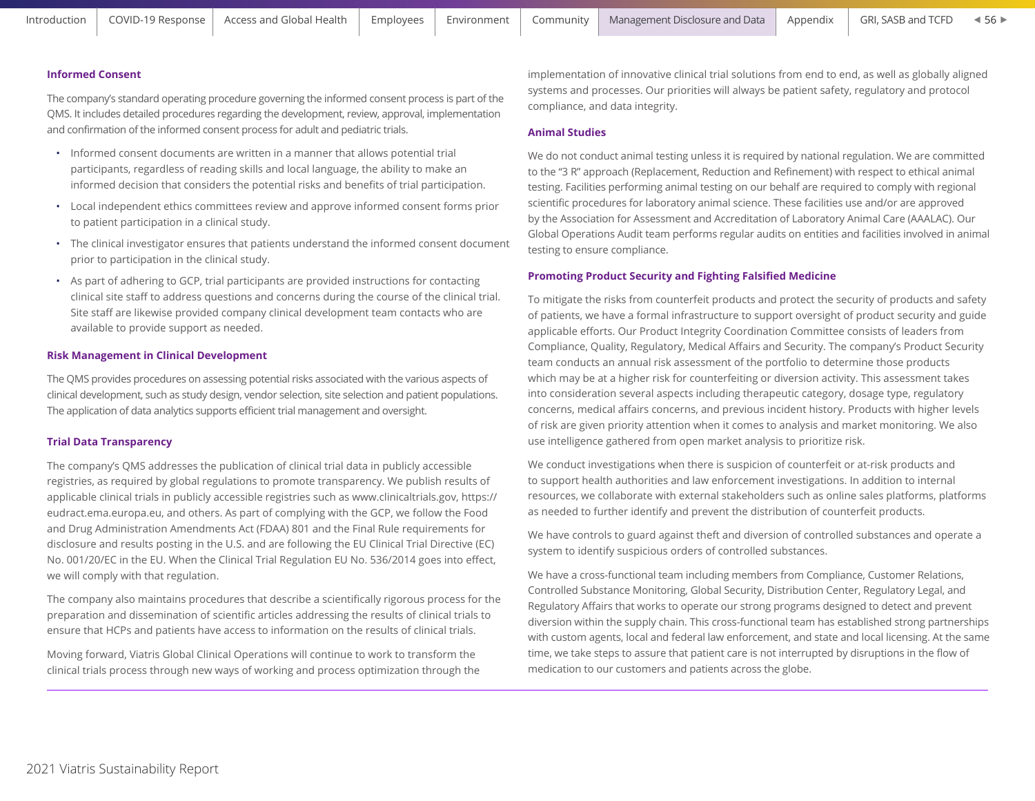### Informed Consent

The company's standard operating procedure governing the informed consent process is part of the QMS. It includes detailed procedures regarding the development, review, approval, implementation and confirmation of the informed consent process for adult and pediatric trials.

- Informed consent documents are written in a manner that allows potential trial participants, regardless of reading skills and local language, the ability to make an informed decision that considers the potential risks and benefits of trial participation.
- Local independent ethics committees review and approve informed consent forms prior to patient participation in a clinical study.
- The clinical investigator ensures that patients understand the informed consent document prior to participation in the clinical study.
- As part of adhering to GCP, trial participants are provided instructions for contacting clinical site staff to address questions and concerns during the course of the clinical trial. Site staff are likewise provided company clinical development team contacts who are available to provide support as needed.

### Risk Management in Clinical Development

The QMS provides procedures on assessing potential risks associated with the various aspects of clinical development, such as study design, vendor selection, site selection and patient populations. The application of data analytics supports efficient trial management and oversight.

### Trial Data Transparency

The company's QMS addresses the publication of clinical trial data in publicly accessible registries, as required by global regulations to promote transparency. We publish results of applicable clinical trials in publicly accessible registries such as www.clinicaltrials.gov, https://eudract.ema.europa.eu, and others. As part of complying with the GCP, we follow the Food and Drug Administration Amendments Act (FDAA) 801 and the Final Rule requirements for disclosure and results posting in the U.S. and are following the EU Clinical Trial Directive (EC) No. 001/20/EC in the EU. When the Clinical Trial Regulation EU No. 536/2014 goes into effect, we will comply with that regulation.

The company also maintains procedures that describe a scientifically rigorous process for the preparation and dissemination of scientific articles addressing the results of clinical trials to ensure that HCPs and patients have access to information on the results of clinical trials.

Moving forward, Viatris Global Clinical Operations will continue to work to transform the clinical trials process through new ways of working and process optimization through the implementation of innovative clinical trial solutions from end to end, as well as globally aligned systems and processes. Our priorities will always be patient safety, regulatory and protocol compliance, and data integrity.

### Animal Studies

We do not conduct animal testing unless it is required by national regulation. We are committed to the "3 R" approach (Replacement, Reduction and Refinement) with respect to ethical animal testing. Facilities performing animal testing on our behalf are required to comply with regional scientific procedures for laboratory animal science. These facilities use and/or are approved by the Association for Assessment and Accreditation of Laboratory Animal Care (AAALAC). Our Global Operations Audit team performs regular audits on entities and facilities involved in animal testing to ensure compliance.

### Promoting Product Security and Fighting Falsified Medicine

To mitigate the risks from counterfeit products and protect the security of products and safety of patients, we have a formal infrastructure to support oversight of product security and guide applicable efforts. Our Product Integrity Coordination Committee consists of leaders from Compliance, Quality, Regulatory, Medical Affairs and Security. The company's Product Security team conducts an annual risk assessment of the portfolio to determine those products which may be at a higher risk for counterfeiting or diversion activity. This assessment takes into consideration several aspects including therapeutic category, dosage type, regulatory concerns, medical affairs concerns, and previous incident history. Products with higher levels of risk are given priority attention when it comes to analysis and market monitoring. We also use intelligence gathered from open market analysis to prioritize risk.

We conduct investigations when there is suspicion of counterfeit or at-risk products and to support health authorities and law enforcement investigations. In addition to internal resources, we collaborate with external stakeholders such as online sales platforms, platforms as needed to further identify and prevent the distribution of counterfeit products.

We have controls to guard against theft and diversion of controlled substances and operate a system to identify suspicious orders of controlled substances.

We have a cross-functional team including members from Compliance, Customer Relations, Controlled Substance Monitoring, Global Security, Distribution Center, Regulatory Legal, and Regulatory Affairs that works to operate our strong programs designed to detect and prevent diversion within the supply chain. This cross-functional team has established strong partnerships with custom agents, local and federal law enforcement, and state and local licensing. At the same time, we take steps to assure that patient care is not interrupted by disruptions in the flow of medication to our customers and patients across the globe.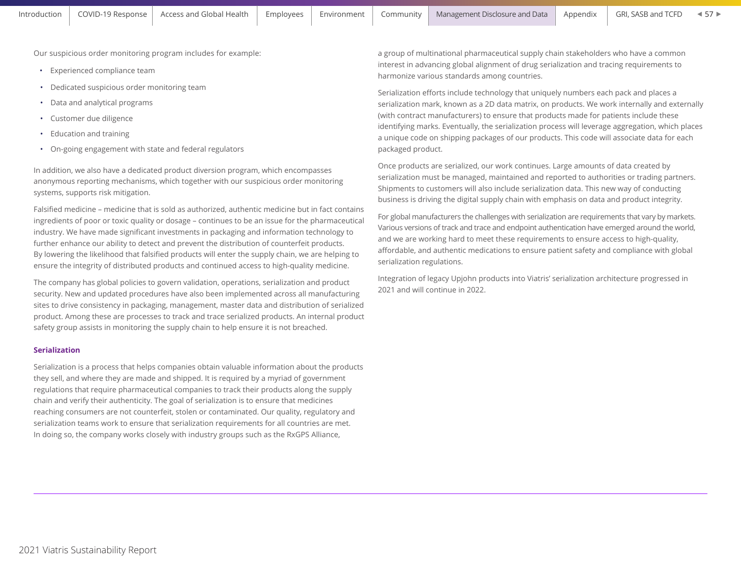Our suspicious order monitoring program includes for example:

- Experienced compliance team
- Dedicated suspicious order monitoring team
- Data and analytical programs
- Customer due diligence
- Education and training
- On-going engagement with state and federal regulators

In addition, we also have a dedicated product diversion program, which encompasses anonymous reporting mechanisms, which together with our suspicious order monitoring systems, supports risk mitigation.

Falsified medicine – medicine that is sold as authorized, authentic medicine but in fact contains ingredients of poor or toxic quality or dosage – continues to be an issue for the pharmaceutical industry. We have made significant investments in packaging and information technology to further enhance our ability to detect and prevent the distribution of counterfeit products. By lowering the likelihood that falsified products will enter the supply chain, we are helping to ensure the integrity of distributed products and continued access to high-quality medicine.

The company has global policies to govern validation, operations, serialization and product security. New and updated procedures have also been implemented across all manufacturing sites to drive consistency in packaging, management, master data and distribution of serialized product. Among these are processes to track and trace serialized products. An internal product safety group assists in monitoring the supply chain to help ensure it is not breached.

### Serialization

Serialization is a process that helps companies obtain valuable information about the products they sell, and where they are made and shipped. It is required by a myriad of government regulations that require pharmaceutical companies to track their products along the supply chain and verify their authenticity. The goal of serialization is to ensure that medicines reaching consumers are not counterfeit, stolen or contaminated. Our quality, regulatory and serialization teams work to ensure that serialization requirements for all countries are met. In doing so, the company works closely with industry groups such as the RxGPS Alliance, a group of multinational pharmaceutical supply chain stakeholders who have a common interest in advancing global alignment of drug serialization and tracing requirements to harmonize various standards among countries.

Serialization efforts include technology that uniquely numbers each pack and places a serialization mark, known as a 2D data matrix, on products. We work internally and externally (with contract manufacturers) to ensure that products made for patients include these identifying marks. Eventually, the serialization process will leverage aggregation, which places a unique code on shipping packages of our products. This code will associate data for each packaged product.

Once products are serialized, our work continues. Large amounts of data created by serialization must be managed, maintained and reported to authorities or trading partners. Shipments to customers will also include serialization data. This new way of conducting business is driving the digital supply chain with emphasis on data and product integrity.

For global manufacturers the challenges with serialization are requirements that vary by markets. Various versions of track and trace and endpoint authentication have emerged around the world, and we are working hard to meet these requirements to ensure access to high-quality, affordable, and authentic medications to ensure patient safety and compliance with global serialization regulations.

Integration of legacy Upjohn products into Viatris' serialization architecture progressed in 2021 and will continue in 2022.